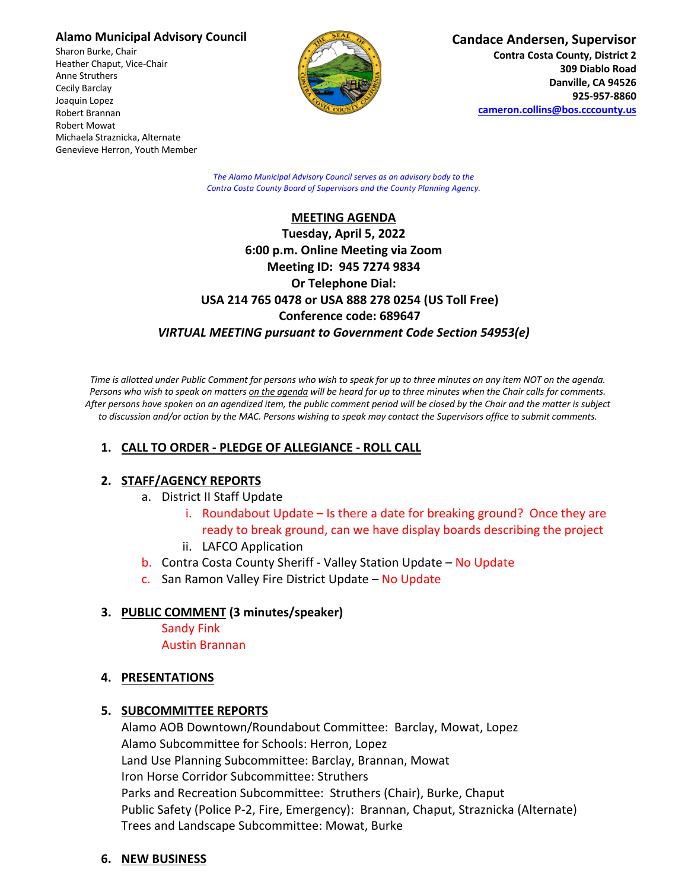**Alamo Municipal Advisory Council**
Sharon Burke, Chair
Heather Chaput, Vice-Chair
Anne Struthers
Cecily Barclay
Joaquin Lopez
Robert Brannan
Robert Mowat
Michaela Straznicka, Alternate
Genevieve Herron, Youth Member

**Candace Andersen, Supervisor**
**Contra Costa County, District 2**
**309 Diablo Road**
**Danville, CA 94526**
**925-957-8860**
**cameron.collins@bos.cccounty.us**

*The Alamo Municipal Advisory Council serves as an advisory body to the Contra Costa County Board of Supervisors and the County Planning Agency.*

**MEETING AGENDA**
**Tuesday, April 5, 2022**
**6:00 p.m. Online Meeting via Zoom**
**Meeting ID: 945 7274 9834**
**Or Telephone Dial:**
**USA 214 765 0478 or USA 888 278 0254 (US Toll Free)**
**Conference code: 689647**
***VIRTUAL MEETING pursuant to Government Code Section 54953(e)***

*Time is allotted under Public Comment for persons who wish to speak for up to three minutes on any item NOT on the agenda. Persons who wish to speak on matters on the agenda will be heard for up to three minutes when the Chair calls for comments. After persons have spoken on an agendized item, the public comment period will be closed by the Chair and the matter is subject to discussion and/or action by the MAC. Persons wishing to speak may contact the Supervisors office to submit comments.*

1. **CALL TO ORDER - PLEDGE OF ALLEGIANCE - ROLL CALL**

2. **STAFF/AGENCY REPORTS**
   a. District II Staff Update
      i. Roundabout Update – Is there a date for breaking ground? Once they are ready to break ground, can we have display boards describing the project
      ii. LAFCO Application
   b. Contra Costa County Sheriff - Valley Station Update – No Update
   c. San Ramon Valley Fire District Update – No Update

3. **PUBLIC COMMENT (3 minutes/speaker)**
   Sandy Fink
   Austin Brannan

4. **PRESENTATIONS**

5. **SUBCOMMITTEE REPORTS**
   Alamo AOB Downtown/Roundabout Committee: Barclay, Mowat, Lopez
   Alamo Subcommittee for Schools: Herron, Lopez
   Land Use Planning Subcommittee: Barclay, Brannan, Mowat
   Iron Horse Corridor Subcommittee: Struthers
   Parks and Recreation Subcommittee: Struthers (Chair), Burke, Chaput
   Public Safety (Police P-2, Fire, Emergency): Brannan, Chaput, Straznicka (Alternate)
   Trees and Landscape Subcommittee: Mowat, Burke

6. **NEW BUSINESS**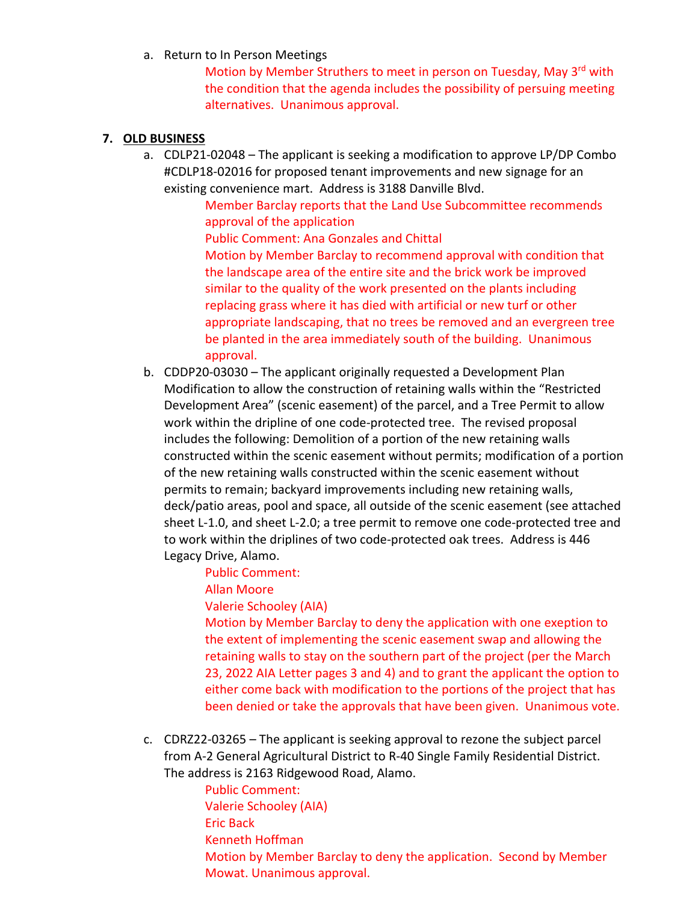a. Return to In Person Meetings

Motion by Member Struthers to meet in person on Tuesday, May 3rd with the condition that the agenda includes the possibility of persuing meeting alternatives. Unanimous approval.

## 7. OLD BUSINESS

a. CDLP21-02048 – The applicant is seeking a modification to approve LP/DP Combo #CDLP18-02016 for proposed tenant improvements and new signage for an existing convenience mart. Address is 3188 Danville Blvd.

Member Barclay reports that the Land Use Subcommittee recommends approval of the application

Public Comment: Ana Gonzales and Chittal

Motion by Member Barclay to recommend approval with condition that the landscape area of the entire site and the brick work be improved similar to the quality of the work presented on the plants including replacing grass where it has died with artificial or new turf or other appropriate landscaping, that no trees be removed and an evergreen tree be planted in the area immediately south of the building. Unanimous approval.

b. CDDP20-03030 – The applicant originally requested a Development Plan Modification to allow the construction of retaining walls within the "Restricted Development Area" (scenic easement) of the parcel, and a Tree Permit to allow work within the dripline of one code-protected tree. The revised proposal includes the following: Demolition of a portion of the new retaining walls constructed within the scenic easement without permits; modification of a portion of the new retaining walls constructed within the scenic easement without permits to remain; backyard improvements including new retaining walls, deck/patio areas, pool and space, all outside of the scenic easement (see attached sheet L-1.0, and sheet L-2.0; a tree permit to remove one code-protected tree and to work within the driplines of two code-protected oak trees. Address is 446 Legacy Drive, Alamo.

Public Comment:
Allan Moore
Valerie Schooley (AIA)

Motion by Member Barclay to deny the application with one exeption to the extent of implementing the scenic easement swap and allowing the retaining walls to stay on the southern part of the project (per the March 23, 2022 AIA Letter pages 3 and 4) and to grant the applicant the option to either come back with modification to the portions of the project that has been denied or take the approvals that have been given. Unanimous vote.

c. CDRZ22-03265 – The applicant is seeking approval to rezone the subject parcel from A-2 General Agricultural District to R-40 Single Family Residential District. The address is 2163 Ridgewood Road, Alamo.

Public Comment:
Valerie Schooley (AIA)
Eric Back
Kenneth Hoffman

Motion by Member Barclay to deny the application. Second by Member Mowat. Unanimous approval.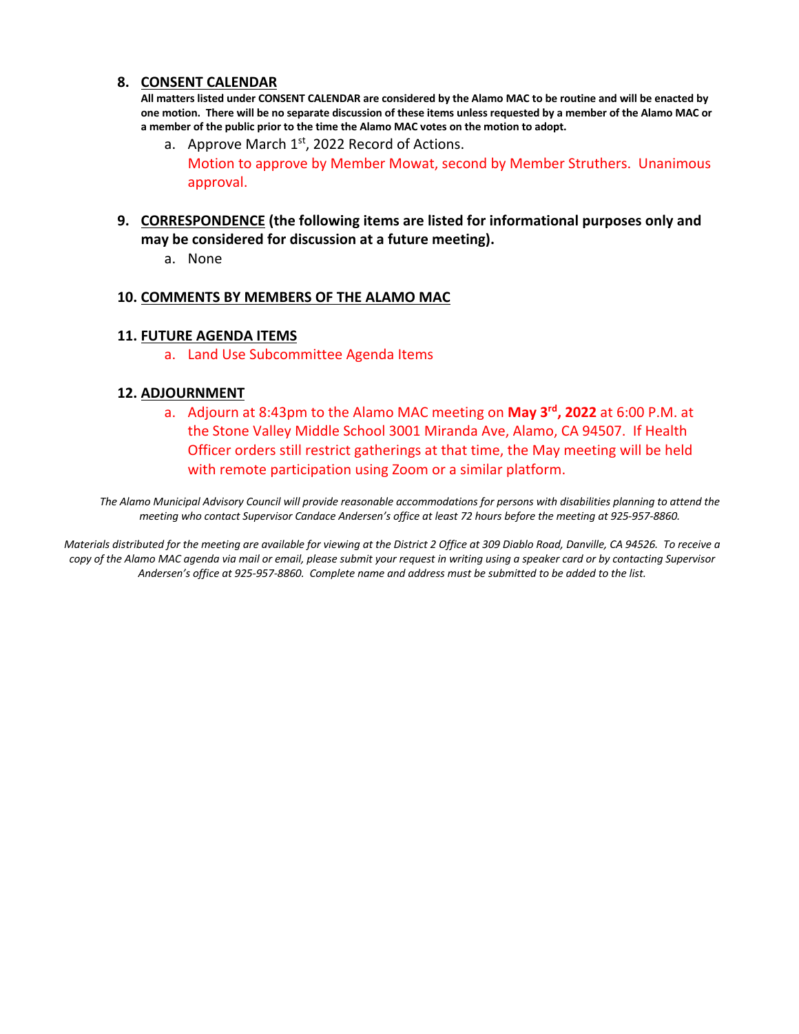8. **CONSENT CALENDAR**

**All matters listed under CONSENT CALENDAR are considered by the Alamo MAC to be routine and will be enacted by one motion. There will be no separate discussion of these items unless requested by a member of the Alamo MAC or a member of the public prior to the time the Alamo MAC votes on the motion to adopt.**

   a. Approve March 1st, 2022 Record of Actions.
      Motion to approve by Member Mowat, second by Member Struthers. Unanimous approval.

9. **CORRESPONDENCE (the following items are listed for informational purposes only and may be considered for discussion at a future meeting).**

   a. None

10. **COMMENTS BY MEMBERS OF THE ALAMO MAC**

11. **FUTURE AGENDA ITEMS**

    a. Land Use Subcommittee Agenda Items

12. **ADJOURNMENT**

    a. Adjourn at 8:43pm to the Alamo MAC meeting on **May 3rd, 2022** at 6:00 P.M. at the Stone Valley Middle School 3001 Miranda Ave, Alamo, CA 94507. If Health Officer orders still restrict gatherings at that time, the May meeting will be held with remote participation using Zoom or a similar platform.

*The Alamo Municipal Advisory Council will provide reasonable accommodations for persons with disabilities planning to attend the meeting who contact Supervisor Candace Andersen's office at least 72 hours before the meeting at 925-957-8860.*

*Materials distributed for the meeting are available for viewing at the District 2 Office at 309 Diablo Road, Danville, CA 94526. To receive a copy of the Alamo MAC agenda via mail or email, please submit your request in writing using a speaker card or by contacting Supervisor Andersen's office at 925-957-8860. Complete name and address must be submitted to be added to the list.*